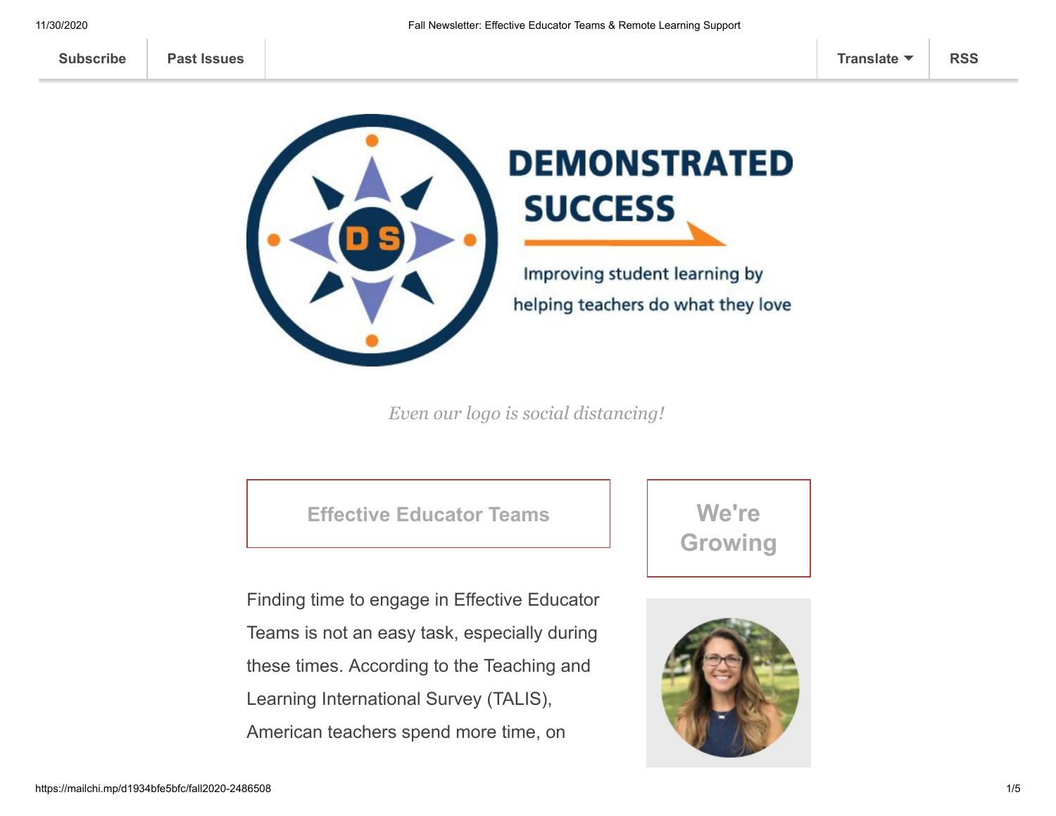Subscribe | Past Issues | Translate | RSS

# DEMONSTRATED SUCCESS

Improving student learning by helping teachers do what they love

*Even our logo is social distancing!*

## Effective Educator Teams

Finding time to engage in Effective Educator Teams is not an easy task, especially during these times. According to the Teaching and Learning International Survey (TALIS), American teachers spend more time, on

## We're Growing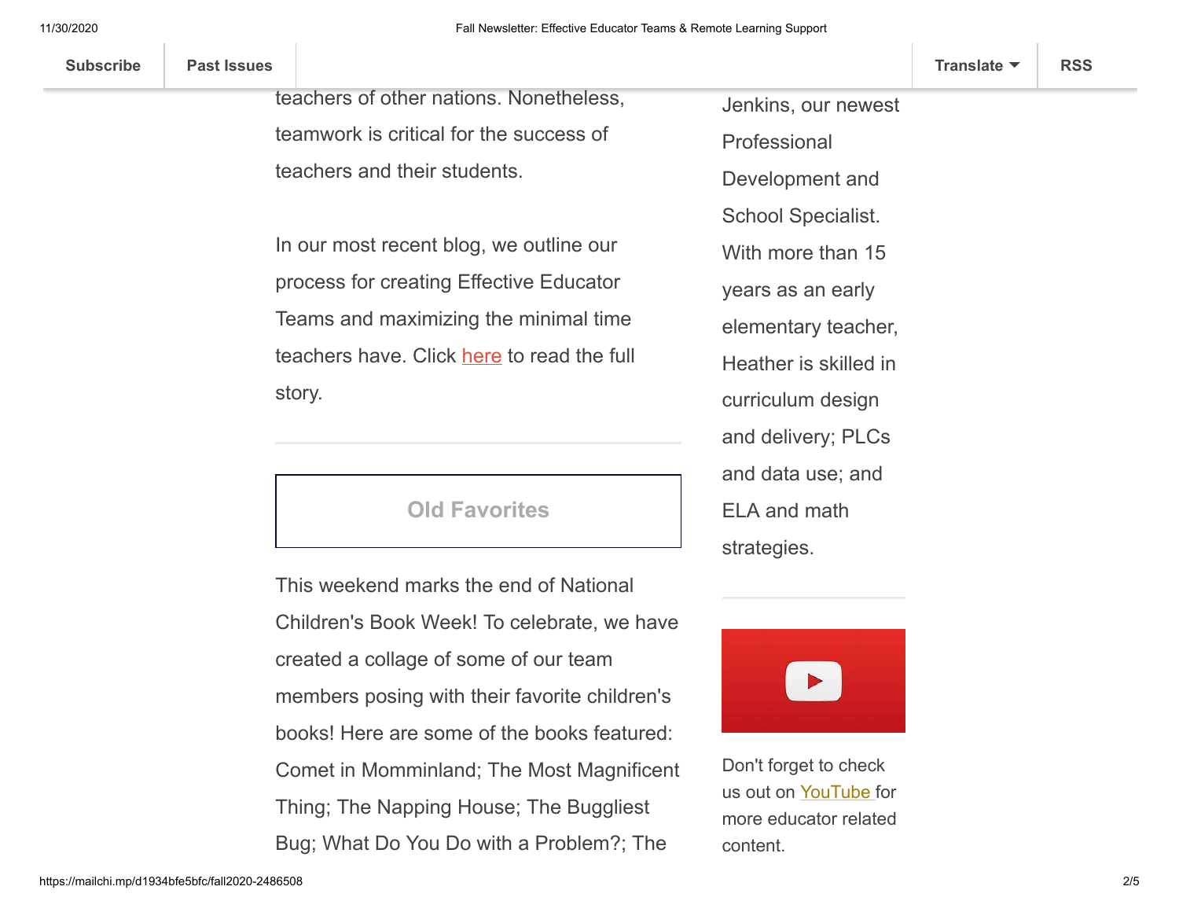teachers of other nations. Nonetheless, teamwork is critical for the success of teachers and their students.

In our most recent blog, we outline our process for creating Effective Educator Teams and maximizing the minimal time teachers have. Click here to read the full story.

---

## Old Favorites

This weekend marks the end of National Children's Book Week! To celebrate, we have created a collage of some of our team members posing with their favorite children's books! Here are some of the books featured: Comet in Momminland; The Most Magnificent Thing; The Napping House; The Buggliest Bug; What Do You Do with a Problem?; The

Jenkins, our newest Professional Development and School Specialist. With more than 15 years as an early elementary teacher, Heather is skilled in curriculum design and delivery; PLCs and data use; and ELA and math strategies.

---

Don't forget to check us out on YouTube for more educator related content.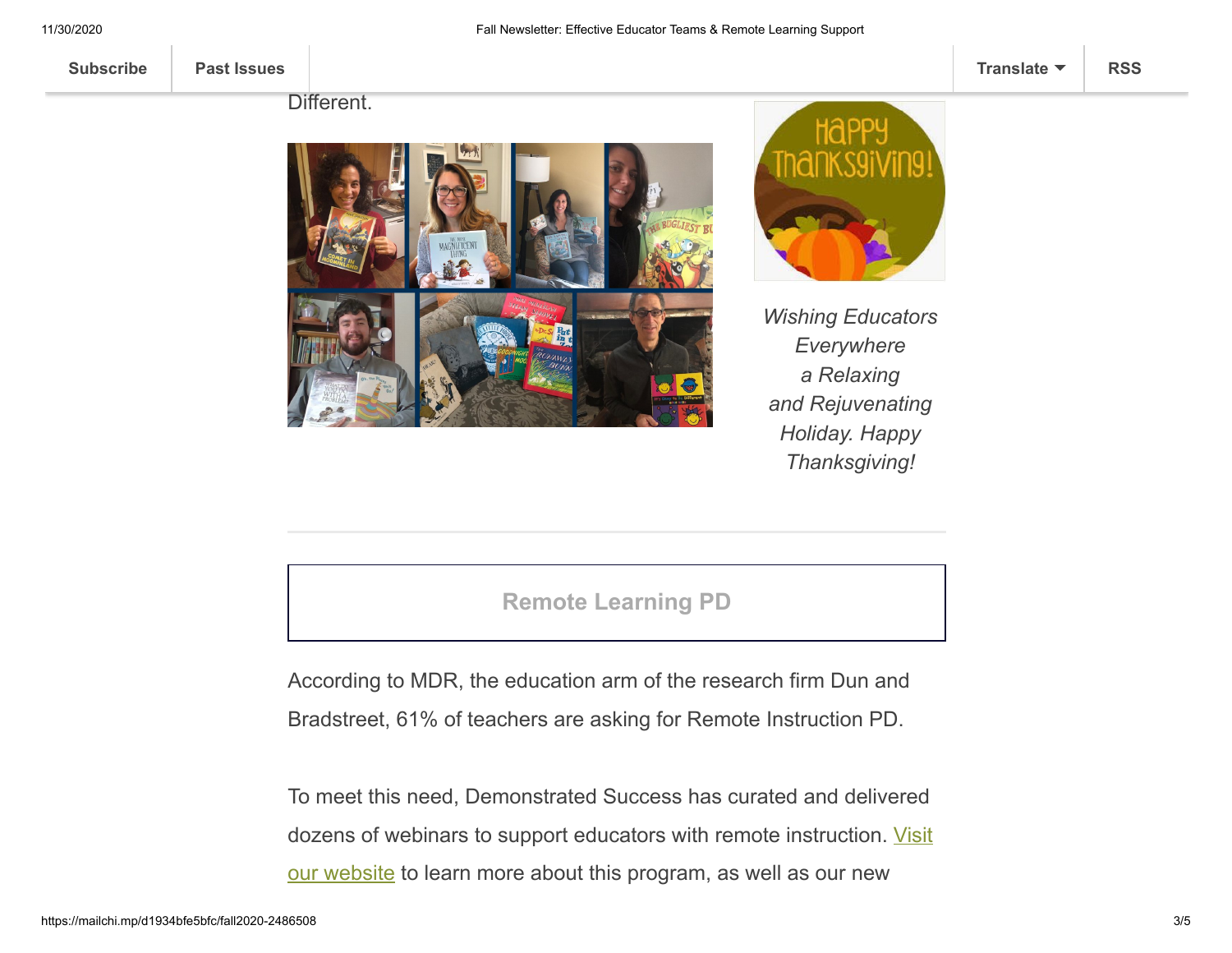Different.

*Wishing Educators Everywhere a Relaxing and Rejuvenating Holiday. Happy Thanksgiving!*

## Remote Learning PD

According to MDR, the education arm of the research firm Dun and Bradstreet, 61% of teachers are asking for Remote Instruction PD.

To meet this need, Demonstrated Success has curated and delivered dozens of webinars to support educators with remote instruction. Visit our website to learn more about this program, as well as our new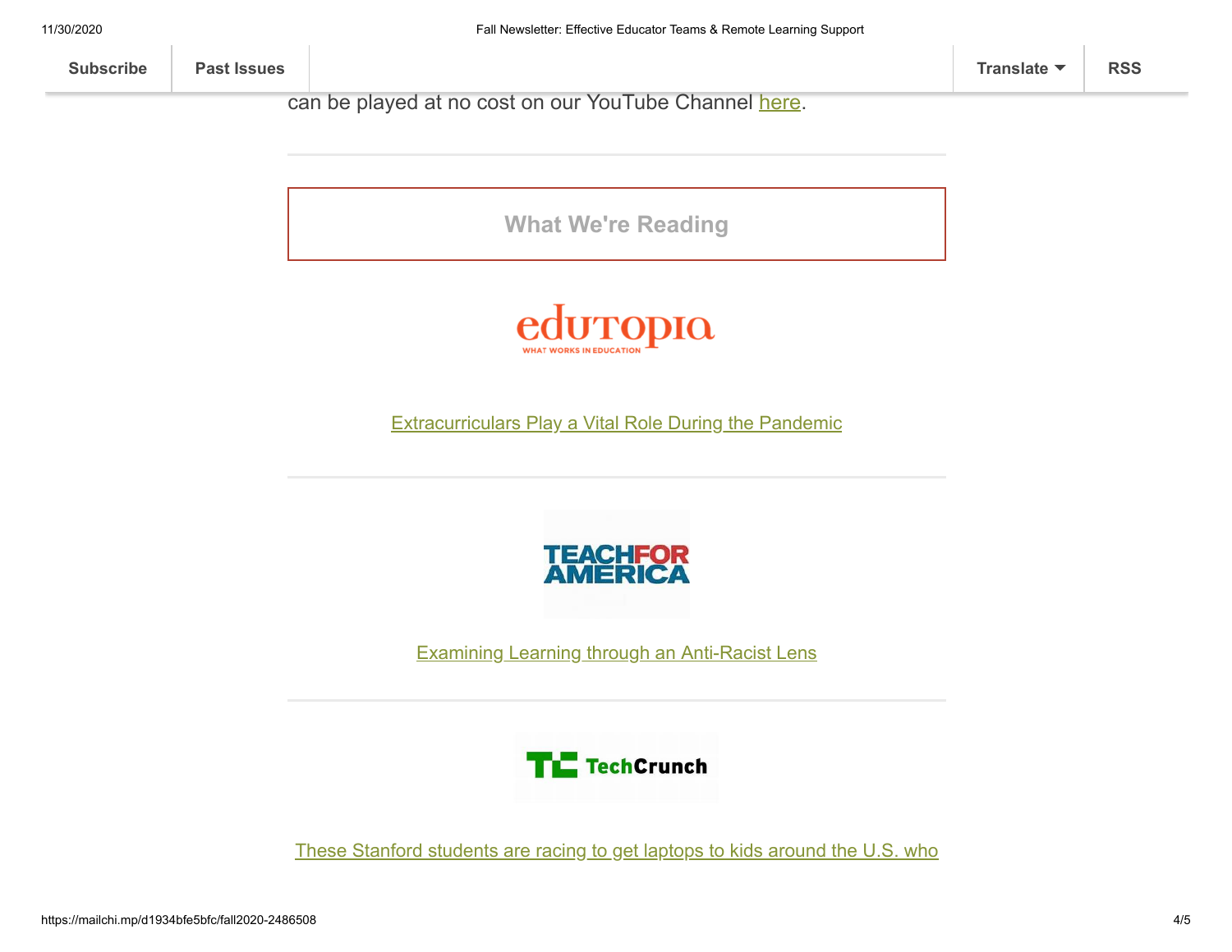can be played at no cost on our YouTube Channel here.

## What We're Reading

edutopia

WHAT WORKS IN EDUCATION

Extracurriculars Play a Vital Role During the Pandemic

TEACH FOR AMERICA

Examining Learning through an Anti-Racist Lens

TechCrunch

These Stanford students are racing to get laptops to kids around the U.S. who